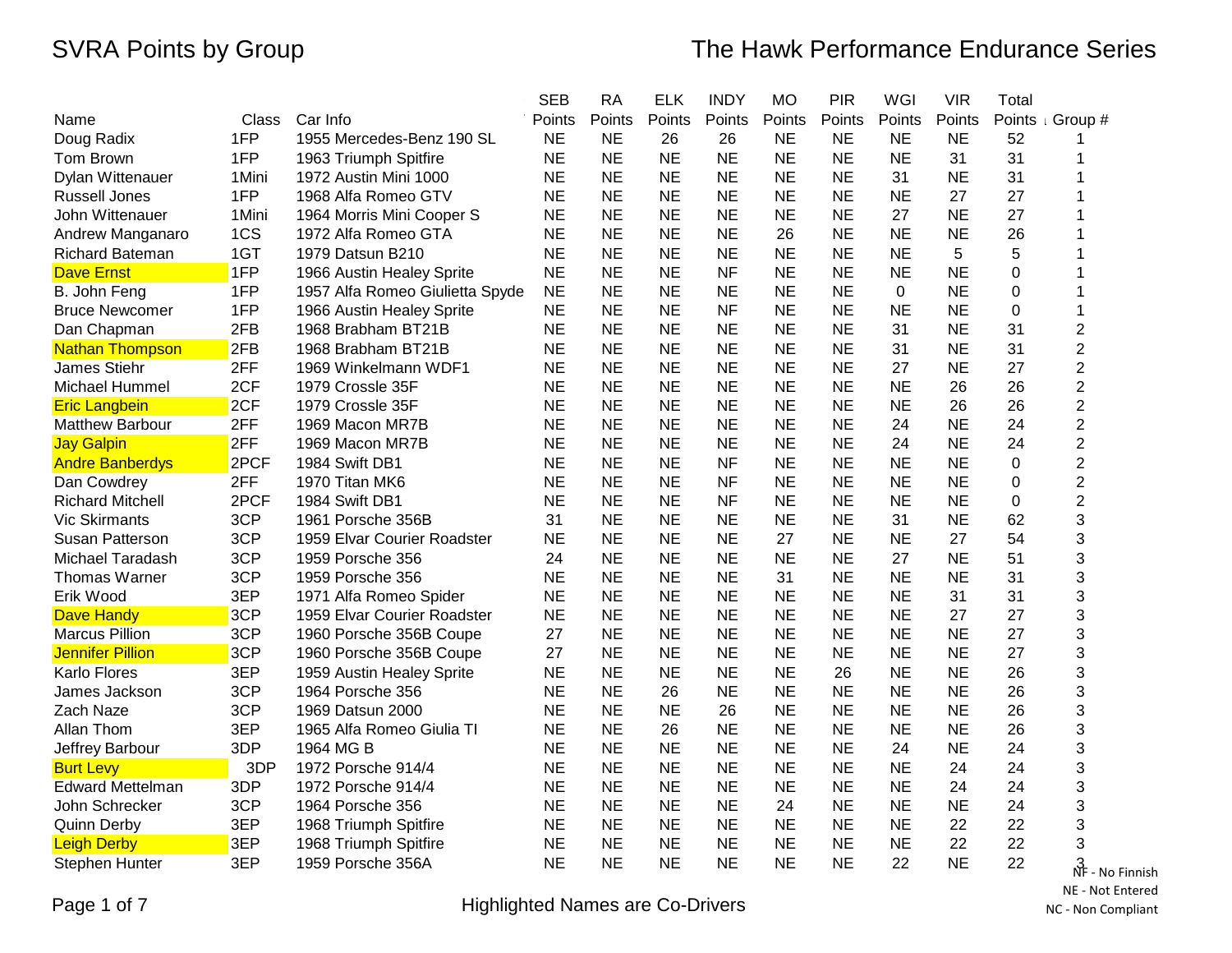# SVRA Points by Group

## The Hawk Performance Endurance Series

| Name | Class | Car Info | SEB Points | RA Points | ELK Points | INDY Points | MO Points | PIR Points | WGI Points | VIR Points | Total Points | Group # |
|---|---|---|---|---|---|---|---|---|---|---|---|---|
| Doug Radix | 1FP | 1955 Mercedes-Benz 190 SL | NE | NE | 26 | 26 | NE | NE | NE | NE | 52 | 1 |
| Tom Brown | 1FP | 1963 Triumph Spitfire | NE | NE | NE | NE | NE | NE | NE | 31 | 31 | 1 |
| Dylan Wittenauer | 1Mini | 1972 Austin Mini 1000 | NE | NE | NE | NE | NE | NE | 31 | NE | 31 | 1 |
| Russell Jones | 1FP | 1968 Alfa Romeo GTV | NE | NE | NE | NE | NE | NE | NE | 27 | 27 | 1 |
| John Wittenauer | 1Mini | 1964 Morris Mini Cooper S | NE | NE | NE | NE | NE | NE | 27 | NE | 27 | 1 |
| Andrew Manganaro | 1CS | 1972 Alfa Romeo GTA | NE | NE | NE | NE | 26 | NE | NE | NE | 26 | 1 |
| Richard Bateman | 1GT | 1979 Datsun B210 | NE | NE | NE | NE | NE | NE | NE | 5 | 5 | 1 |
| Dave Ernst | 1FP | 1966 Austin Healey Sprite | NE | NE | NE | NF | NE | NE | NE | NE | 0 | 1 |
| B. John Feng | 1FP | 1957 Alfa Romeo Giulietta Spyde | NE | NE | NE | NE | NE | NE | 0 | NE | 0 | 1 |
| Bruce Newcomer | 1FP | 1966 Austin Healey Sprite | NE | NE | NE | NF | NE | NE | NE | NE | 0 | 1 |
| Dan Chapman | 2FB | 1968 Brabham BT21B | NE | NE | NE | NE | NE | NE | 31 | NE | 31 | 2 |
| Nathan Thompson | 2FB | 1968 Brabham BT21B | NE | NE | NE | NE | NE | NE | 31 | NE | 31 | 2 |
| James Stiehr | 2FF | 1969 Winkelmann WDF1 | NE | NE | NE | NE | NE | NE | 27 | NE | 27 | 2 |
| Michael Hummel | 2CF | 1979 Crossle 35F | NE | NE | NE | NE | NE | NE | NE | 26 | 26 | 2 |
| Eric Langbein | 2CF | 1979 Crossle 35F | NE | NE | NE | NE | NE | NE | NE | 26 | 26 | 2 |
| Matthew Barbour | 2FF | 1969 Macon MR7B | NE | NE | NE | NE | NE | NE | 24 | NE | 24 | 2 |
| Jay Galpin | 2FF | 1969 Macon MR7B | NE | NE | NE | NE | NE | NE | 24 | NE | 24 | 2 |
| Andre Banberdys | 2PCF | 1984 Swift DB1 | NE | NE | NE | NF | NE | NE | NE | NE | 0 | 2 |
| Dan Cowdrey | 2FF | 1970 Titan MK6 | NE | NE | NE | NF | NE | NE | NE | NE | 0 | 2 |
| Richard Mitchell | 2PCF | 1984 Swift DB1 | NE | NE | NE | NF | NE | NE | NE | NE | 0 | 2 |
| Vic Skirmants | 3CP | 1961 Porsche 356B | 31 | NE | NE | NE | NE | NE | 31 | NE | 62 | 3 |
| Susan Patterson | 3CP | 1959 Elvar Courier Roadster | NE | NE | NE | NE | 27 | NE | NE | 27 | 54 | 3 |
| Michael Taradash | 3CP | 1959 Porsche 356 | 24 | NE | NE | NE | NE | NE | 27 | NE | 51 | 3 |
| Thomas Warner | 3CP | 1959 Porsche 356 | NE | NE | NE | NE | 31 | NE | NE | NE | 31 | 3 |
| Erik Wood | 3EP | 1971 Alfa Romeo Spider | NE | NE | NE | NE | NE | NE | NE | 31 | 31 | 3 |
| Dave Handy | 3CP | 1959 Elvar Courier Roadster | NE | NE | NE | NE | NE | NE | NE | 27 | 27 | 3 |
| Marcus Pillion | 3CP | 1960 Porsche 356B Coupe | 27 | NE | NE | NE | NE | NE | NE | NE | 27 | 3 |
| Jennifer Pillion | 3CP | 1960 Porsche 356B Coupe | 27 | NE | NE | NE | NE | NE | NE | NE | 27 | 3 |
| Karlo Flores | 3EP | 1959 Austin Healey Sprite | NE | NE | NE | NE | NE | 26 | NE | NE | 26 | 3 |
| James Jackson | 3CP | 1964 Porsche 356 | NE | NE | 26 | NE | NE | NE | NE | NE | 26 | 3 |
| Zach Naze | 3CP | 1969 Datsun 2000 | NE | NE | NE | 26 | NE | NE | NE | NE | 26 | 3 |
| Allan Thom | 3EP | 1965 Alfa Romeo Giulia TI | NE | NE | 26 | NE | NE | NE | NE | NE | 26 | 3 |
| Jeffrey Barbour | 3DP | 1964 MG B | NE | NE | NE | NE | NE | NE | 24 | NE | 24 | 3 |
| Burt Levy | 3DP | 1972 Porsche 914/4 | NE | NE | NE | NE | NE | NE | NE | 24 | 24 | 3 |
| Edward Mettelman | 3DP | 1972 Porsche 914/4 | NE | NE | NE | NE | NE | NE | NE | 24 | 24 | 3 |
| John Schrecker | 3CP | 1964 Porsche 356 | NE | NE | NE | NE | 24 | NE | NE | NE | 24 | 3 |
| Quinn Derby | 3EP | 1968 Triumph Spitfire | NE | NE | NE | NE | NE | NE | NE | 22 | 22 | 3 |
| Leigh Derby | 3EP | 1968 Triumph Spitfire | NE | NE | NE | NE | NE | NE | NE | 22 | 22 | 3 |
| Stephen Hunter | 3EP | 1959 Porsche 356A | NE | NE | NE | NE | NE | NE | 22 | NE | 22 | 3 |

NF - No Finnish
NE - Not Entered
NC - Non Compliant

Highlighted Names are Co-Drivers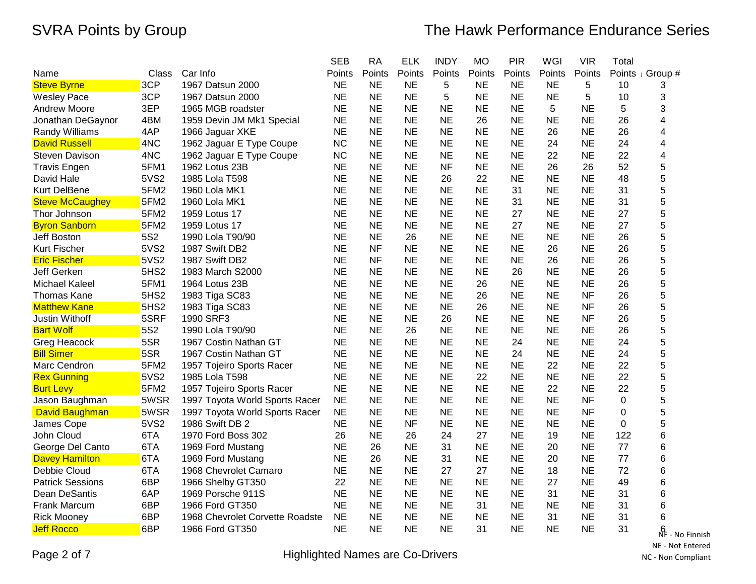SVRA Points by Group

The Hawk Performance Endurance Series

| Name | Class | Car Info | SEB Points | RA Points | ELK Points | INDY Points | MO Points | PIR Points | WGI Points | VIR Points | Total Points | Group # |
|---|---|---|---|---|---|---|---|---|---|---|---|---|
| Steve Byrne | 3CP | 1967 Datsun 2000 | NE | NE | NE | 5 | NE | NE | NE | 5 | 10 | 3 |
| Wesley Pace | 3CP | 1967 Datsun 2000 | NE | NE | NE | 5 | NE | NE | NE | 5 | 10 | 3 |
| Andrew Moore | 3EP | 1965 MGB roadster | NE | NE | NE | NE | NE | NE | 5 | NE | 5 | 3 |
| Jonathan DeGaynor | 4BM | 1959 Devin JM Mk1 Special | NE | NE | NE | NE | 26 | NE | NE | NE | 26 | 4 |
| Randy Williams | 4AP | 1966 Jaguar XKE | NE | NE | NE | NE | NE | NE | 26 | NE | 26 | 4 |
| David Russell | 4NC | 1962 Jaguar E Type Coupe | NC | NE | NE | NE | NE | NE | 24 | NE | 24 | 4 |
| Steven Davison | 4NC | 1962 Jaguar E Type Coupe | NC | NE | NE | NE | NE | NE | 22 | NE | 22 | 4 |
| Travis Engen | 5FM1 | 1962 Lotus 23B | NE | NE | NE | NF | NE | NE | 26 | 26 | 52 | 5 |
| David Hale | 5VS2 | 1985 Lola T598 | NE | NE | NE | 26 | 22 | NE | NE | NE | 48 | 5 |
| Kurt DelBene | 5FM2 | 1960 Lola MK1 | NE | NE | NE | NE | NE | 31 | NE | NE | 31 | 5 |
| Steve McCaughey | 5FM2 | 1960 Lola MK1 | NE | NE | NE | NE | NE | 31 | NE | NE | 31 | 5 |
| Thor Johnson | 5FM2 | 1959 Lotus 17 | NE | NE | NE | NE | NE | 27 | NE | NE | 27 | 5 |
| Byron Sanborn | 5FM2 | 1959 Lotus 17 | NE | NE | NE | NE | NE | 27 | NE | NE | 27 | 5 |
| Jeff Boston | 5S2 | 1990 Lola T90/90 | NE | NE | 26 | NE | NE | NE | NE | NE | 26 | 5 |
| Kurt Fischer | 5VS2 | 1987 Swift DB2 | NE | NF | NE | NE | NE | NE | 26 | NE | 26 | 5 |
| Eric Fischer | 5VS2 | 1987 Swift DB2 | NE | NF | NE | NE | NE | NE | 26 | NE | 26 | 5 |
| Jeff Gerken | 5HS2 | 1983 March S2000 | NE | NE | NE | NE | NE | 26 | NE | NE | 26 | 5 |
| Michael Kaleel | 5FM1 | 1964 Lotus 23B | NE | NE | NE | NE | 26 | NE | NE | NE | 26 | 5 |
| Thomas Kane | 5HS2 | 1983 Tiga SC83 | NE | NE | NE | NE | 26 | NE | NE | NF | 26 | 5 |
| Matthew Kane | 5HS2 | 1983 Tiga SC83 | NE | NE | NE | NE | 26 | NE | NE | NF | 26 | 5 |
| Justin Withoff | 5SRF | 1990 SRF3 | NE | NE | NE | 26 | NE | NE | NE | NF | 26 | 5 |
| Bart Wolf | 5S2 | 1990 Lola T90/90 | NE | NE | 26 | NE | NE | NE | NE | NE | 26 | 5 |
| Greg Heacock | 5SR | 1967 Costin Nathan GT | NE | NE | NE | NE | NE | 24 | NE | NE | 24 | 5 |
| Bill Simer | 5SR | 1967 Costin Nathan GT | NE | NE | NE | NE | NE | 24 | NE | NE | 24 | 5 |
| Marc Cendron | 5FM2 | 1957 Tojeiro Sports Racer | NE | NE | NE | NE | NE | NE | 22 | NE | 22 | 5 |
| Rex Gunning | 5VS2 | 1985 Lola T598 | NE | NE | NE | NE | 22 | NE | NE | NE | 22 | 5 |
| Burt Levy | 5FM2 | 1957 Tojeiro Sports Racer | NE | NE | NE | NE | NE | NE | 22 | NE | 22 | 5 |
| Jason Baughman | 5WSR | 1997 Toyota World Sports Racer | NE | NE | NE | NE | NE | NE | NE | NF | 0 | 5 |
| David Baughman | 5WSR | 1997 Toyota World Sports Racer | NE | NE | NE | NE | NE | NE | NE | NF | 0 | 5 |
| James Cope | 5VS2 | 1986 Swift DB 2 | NE | NE | NF | NE | NE | NE | NE | NE | 0 | 5 |
| John Cloud | 6TA | 1970 Ford Boss 302 | 26 | NE | 26 | 24 | 27 | NE | 19 | NE | 122 | 6 |
| George Del Canto | 6TA | 1969 Ford Mustang | NE | 26 | NE | 31 | NE | NE | 20 | NE | 77 | 6 |
| Davey Hamilton | 6TA | 1969 Ford Mustang | NE | 26 | NE | 31 | NE | NE | 20 | NE | 77 | 6 |
| Debbie Cloud | 6TA | 1968 Chevrolet Camaro | NE | NE | NE | 27 | 27 | NE | 18 | NE | 72 | 6 |
| Patrick Sessions | 6BP | 1966 Shelby GT350 | 22 | NE | NE | NE | NE | NE | 27 | NE | 49 | 6 |
| Dean DeSantis | 6AP | 1969 Porsche 911S | NE | NE | NE | NE | NE | NE | 31 | NE | 31 | 6 |
| Frank Marcum | 6BP | 1966 Ford GT350 | NE | NE | NE | NE | 31 | NE | NE | NE | 31 | 6 |
| Rick Mooney | 6BP | 1968 Chevrolet Corvette Roadste | NE | NE | NE | NE | NE | NE | 31 | NE | 31 | 6 |
| Jeff Rocco | 6BP | 1966 Ford GT350 | NE | NE | NE | NE | 31 | NE | NE | NE | 31 | 6 |

NF - No Finnish
NE - Not Entered
NC - Non Compliant

Highlighted Names are Co-Drivers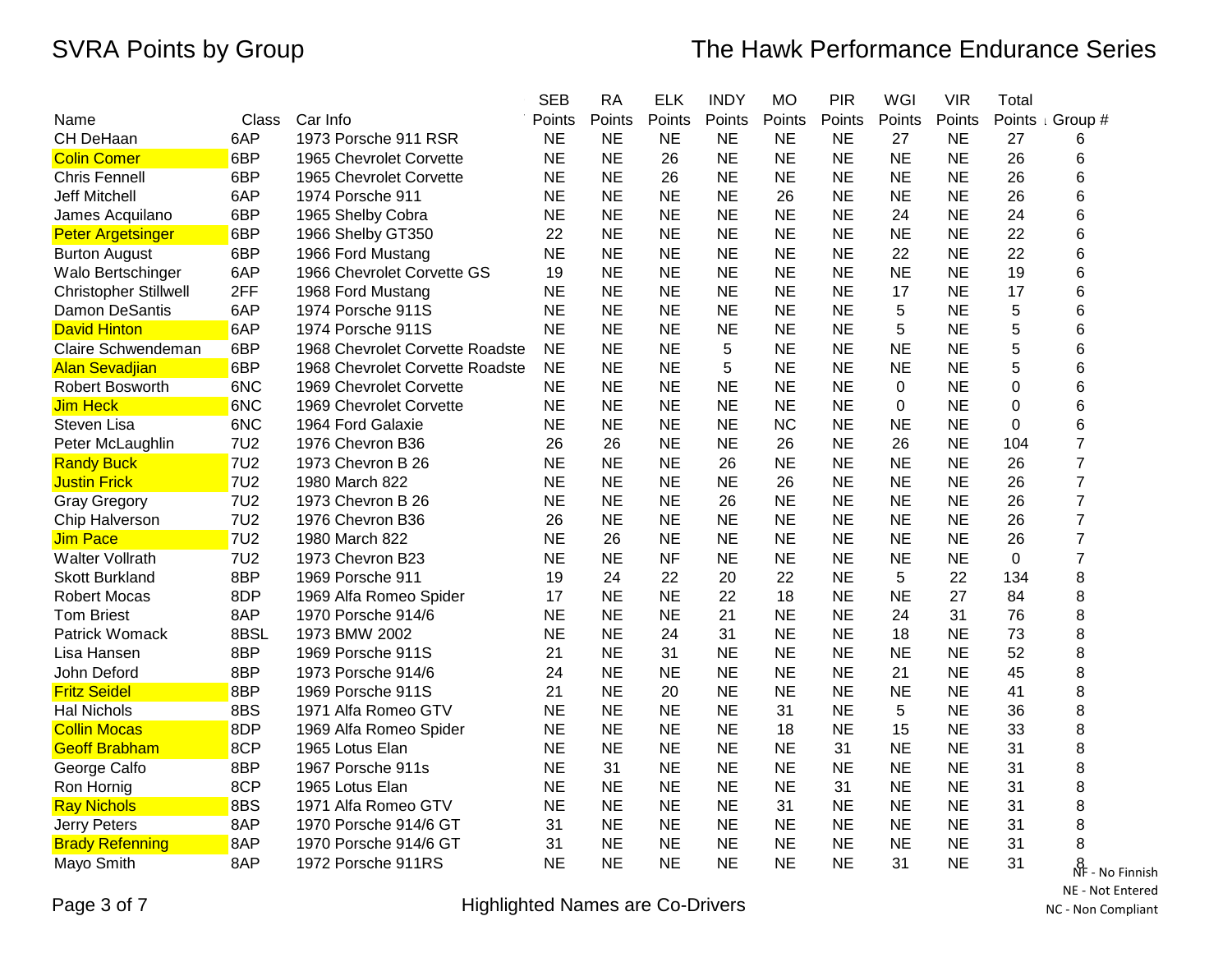# SVRA Points by Group

## The Hawk Performance Endurance Series

| Name | Class | Car Info | SEB Points | RA Points | ELK Points | INDY Points | MO Points | PIR Points | WGI Points | VIR Points | Total Points | Group # |
|---|---|---|---|---|---|---|---|---|---|---|---|---|
| CH DeHaan | 6AP | 1973 Porsche 911 RSR | NE | NE | NE | NE | NE | NE | 27 | NE | 27 | 6 |
| Colin Comer | 6BP | 1965 Chevrolet Corvette | NE | NE | 26 | NE | NE | NE | NE | NE | 26 | 6 |
| Chris Fennell | 6BP | 1965 Chevrolet Corvette | NE | NE | 26 | NE | NE | NE | NE | NE | 26 | 6 |
| Jeff Mitchell | 6AP | 1974 Porsche 911 | NE | NE | NE | NE | 26 | NE | NE | NE | 26 | 6 |
| James Acquilano | 6BP | 1965 Shelby Cobra | NE | NE | NE | NE | NE | NE | 24 | NE | 24 | 6 |
| Peter Argetsinger | 6BP | 1966 Shelby GT350 | 22 | NE | NE | NE | NE | NE | NE | NE | 22 | 6 |
| Burton August | 6BP | 1966 Ford Mustang | NE | NE | NE | NE | NE | NE | 22 | NE | 22 | 6 |
| Walo Bertschinger | 6AP | 1966 Chevrolet Corvette GS | 19 | NE | NE | NE | NE | NE | NE | NE | 19 | 6 |
| Christopher Stillwell | 2FF | 1968 Ford Mustang | NE | NE | NE | NE | NE | NE | 17 | NE | 17 | 6 |
| Damon DeSantis | 6AP | 1974 Porsche 911S | NE | NE | NE | NE | NE | NE | 5 | NE | 5 | 6 |
| David Hinton | 6AP | 1974 Porsche 911S | NE | NE | NE | NE | NE | NE | 5 | NE | 5 | 6 |
| Claire Schwendeman | 6BP | 1968 Chevrolet Corvette Roadste | NE | NE | NE | 5 | NE | NE | NE | NE | 5 | 6 |
| Alan Sevadjian | 6BP | 1968 Chevrolet Corvette Roadste | NE | NE | NE | 5 | NE | NE | NE | NE | 5 | 6 |
| Robert Bosworth | 6NC | 1969 Chevrolet Corvette | NE | NE | NE | NE | NE | NE | 0 | NE | 0 | 6 |
| Jim Heck | 6NC | 1969 Chevrolet Corvette | NE | NE | NE | NE | NE | NE | 0 | NE | 0 | 6 |
| Steven Lisa | 6NC | 1964 Ford Galaxie | NE | NE | NE | NE | NC | NE | NE | NE | 0 | 6 |
| Peter McLaughlin | 7U2 | 1976 Chevron B36 | 26 | 26 | NE | NE | 26 | NE | 26 | NE | 104 | 7 |
| Randy Buck | 7U2 | 1973 Chevron B 26 | NE | NE | NE | 26 | NE | NE | NE | NE | 26 | 7 |
| Justin Frick | 7U2 | 1980 March 822 | NE | NE | NE | NE | 26 | NE | NE | NE | 26 | 7 |
| Gray Gregory | 7U2 | 1973 Chevron B 26 | NE | NE | NE | 26 | NE | NE | NE | NE | 26 | 7 |
| Chip Halverson | 7U2 | 1976 Chevron B36 | 26 | NE | NE | NE | NE | NE | NE | NE | 26 | 7 |
| Jim Pace | 7U2 | 1980 March 822 | NE | 26 | NE | NE | NE | NE | NE | NE | 26 | 7 |
| Walter Vollrath | 7U2 | 1973 Chevron B23 | NE | NE | NF | NE | NE | NE | NE | NE | 0 | 7 |
| Skott Burkland | 8BP | 1969 Porsche 911 | 19 | 24 | 22 | 20 | 22 | NE | 5 | 22 | 134 | 8 |
| Robert Mocas | 8DP | 1969 Alfa Romeo Spider | 17 | NE | NE | 22 | 18 | NE | NE | 27 | 84 | 8 |
| Tom Briest | 8AP | 1970 Porsche 914/6 | NE | NE | NE | 21 | NE | NE | 24 | 31 | 76 | 8 |
| Patrick Womack | 8BSL | 1973 BMW 2002 | NE | NE | 24 | 31 | NE | NE | 18 | NE | 73 | 8 |
| Lisa Hansen | 8BP | 1969 Porsche 911S | 21 | NE | 31 | NE | NE | NE | NE | NE | 52 | 8 |
| John Deford | 8BP | 1973 Porsche 914/6 | 24 | NE | NE | NE | NE | NE | 21 | NE | 45 | 8 |
| Fritz Seidel | 8BP | 1969 Porsche 911S | 21 | NE | 20 | NE | NE | NE | NE | NE | 41 | 8 |
| Hal Nichols | 8BS | 1971 Alfa Romeo GTV | NE | NE | NE | NE | 31 | NE | 5 | NE | 36 | 8 |
| Collin Mocas | 8DP | 1969 Alfa Romeo Spider | NE | NE | NE | NE | 18 | NE | 15 | NE | 33 | 8 |
| Geoff Brabham | 8CP | 1965 Lotus Elan | NE | NE | NE | NE | NE | 31 | NE | NE | 31 | 8 |
| George Calfo | 8BP | 1967 Porsche 911s | NE | 31 | NE | NE | NE | NE | NE | NE | 31 | 8 |
| Ron Hornig | 8CP | 1965 Lotus Elan | NE | NE | NE | NE | NE | 31 | NE | NE | 31 | 8 |
| Ray Nichols | 8BS | 1971 Alfa Romeo GTV | NE | NE | NE | NE | 31 | NE | NE | NE | 31 | 8 |
| Jerry Peters | 8AP | 1970 Porsche 914/6 GT | 31 | NE | NE | NE | NE | NE | NE | NE | 31 | 8 |
| Brady Refenning | 8AP | 1970 Porsche 914/6 GT | 31 | NE | NE | NE | NE | NE | NE | NE | 31 | 8 |
| Mayo Smith | 8AP | 1972 Porsche 911RS | NE | NE | NE | NE | NE | NE | 31 | NE | 31 | 8 |

NF - No Finnish
NE - Not Entered
NC - Non Compliant

Highlighted Names are Co-Drivers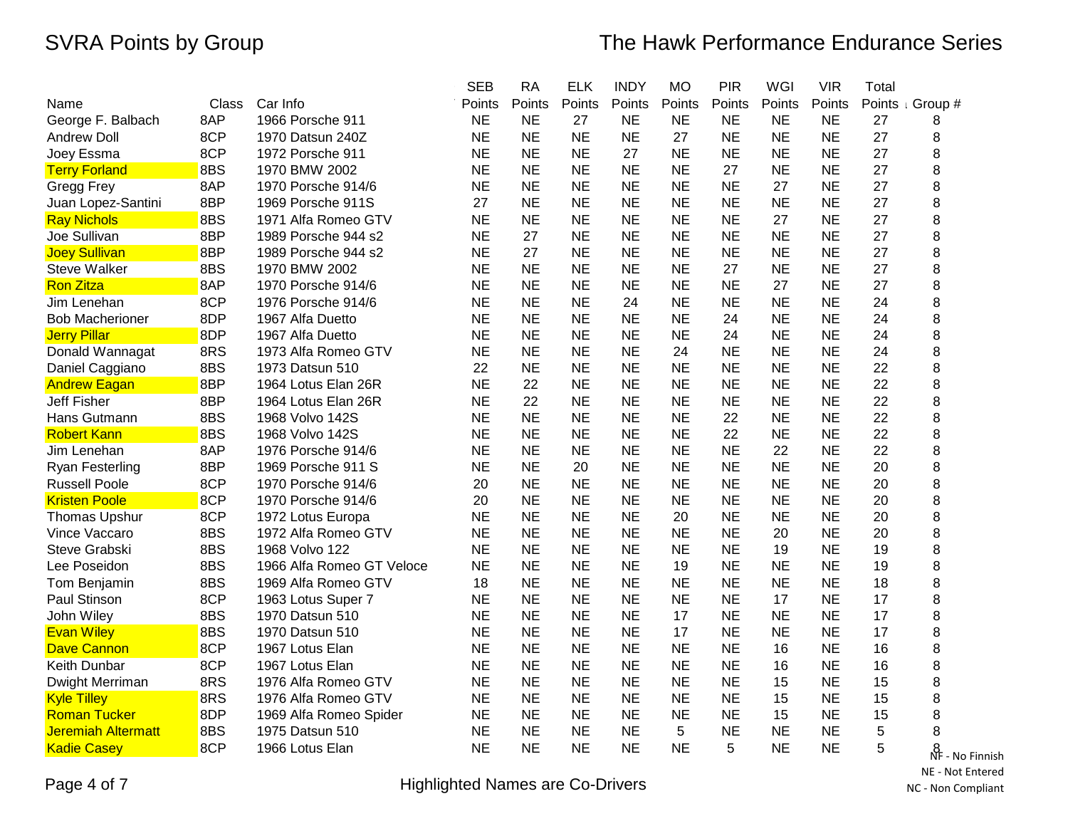# SVRA Points by Group

## The Hawk Performance Endurance Series

| Name | Class | Car Info | SEB Points | RA Points | ELK Points | INDY Points | MO Points | PIR Points | WGI Points | VIR Points | Total Points | Group # |
|---|---|---|---|---|---|---|---|---|---|---|---|---|
| George F. Balbach | 8AP | 1966 Porsche 911 | NE | NE | 27 | NE | NE | NE | NE | NE | 27 | 8 |
| Andrew Doll | 8CP | 1970 Datsun 240Z | NE | NE | NE | NE | 27 | NE | NE | NE | 27 | 8 |
| Joey Essma | 8CP | 1972 Porsche 911 | NE | NE | NE | 27 | NE | NE | NE | NE | 27 | 8 |
| Terry Forland | 8BS | 1970 BMW 2002 | NE | NE | NE | NE | NE | 27 | NE | NE | 27 | 8 |
| Gregg Frey | 8AP | 1970 Porsche 914/6 | NE | NE | NE | NE | NE | NE | 27 | NE | 27 | 8 |
| Juan Lopez-Santini | 8BP | 1969 Porsche 911S | 27 | NE | NE | NE | NE | NE | NE | NE | 27 | 8 |
| Ray Nichols | 8BS | 1971 Alfa Romeo GTV | NE | NE | NE | NE | NE | NE | 27 | NE | 27 | 8 |
| Joe Sullivan | 8BP | 1989 Porsche 944 s2 | NE | 27 | NE | NE | NE | NE | NE | NE | 27 | 8 |
| Joey Sullivan | 8BP | 1989 Porsche 944 s2 | NE | 27 | NE | NE | NE | NE | NE | NE | 27 | 8 |
| Steve Walker | 8BS | 1970 BMW 2002 | NE | NE | NE | NE | NE | 27 | NE | NE | 27 | 8 |
| Ron Zitza | 8AP | 1970 Porsche 914/6 | NE | NE | NE | NE | NE | NE | 27 | NE | 27 | 8 |
| Jim Lenehan | 8CP | 1976 Porsche 914/6 | NE | NE | NE | 24 | NE | NE | NE | NE | 24 | 8 |
| Bob Macherioner | 8DP | 1967 Alfa Duetto | NE | NE | NE | NE | NE | 24 | NE | NE | 24 | 8 |
| Jerry Pillar | 8DP | 1967 Alfa Duetto | NE | NE | NE | NE | NE | 24 | NE | NE | 24 | 8 |
| Donald Wannagat | 8RS | 1973 Alfa Romeo GTV | NE | NE | NE | NE | 24 | NE | NE | NE | 24 | 8 |
| Daniel Caggiano | 8BS | 1973 Datsun 510 | 22 | NE | NE | NE | NE | NE | NE | NE | 22 | 8 |
| Andrew Eagan | 8BP | 1964 Lotus Elan 26R | NE | 22 | NE | NE | NE | NE | NE | NE | 22 | 8 |
| Jeff Fisher | 8BP | 1964 Lotus Elan 26R | NE | 22 | NE | NE | NE | NE | NE | NE | 22 | 8 |
| Hans Gutmann | 8BS | 1968 Volvo 142S | NE | NE | NE | NE | NE | 22 | NE | NE | 22 | 8 |
| Robert Kann | 8BS | 1968 Volvo 142S | NE | NE | NE | NE | NE | 22 | NE | NE | 22 | 8 |
| Jim Lenehan | 8AP | 1976 Porsche 914/6 | NE | NE | NE | NE | NE | NE | 22 | NE | 22 | 8 |
| Ryan Festerling | 8BP | 1969 Porsche 911 S | NE | NE | 20 | NE | NE | NE | NE | NE | 20 | 8 |
| Russell Poole | 8CP | 1970 Porsche 914/6 | 20 | NE | NE | NE | NE | NE | NE | NE | 20 | 8 |
| Kristen Poole | 8CP | 1970 Porsche 914/6 | 20 | NE | NE | NE | NE | NE | NE | NE | 20 | 8 |
| Thomas Upshur | 8CP | 1972 Lotus Europa | NE | NE | NE | NE | 20 | NE | NE | NE | 20 | 8 |
| Vince Vaccaro | 8BS | 1972 Alfa Romeo GTV | NE | NE | NE | NE | NE | NE | 20 | NE | 20 | 8 |
| Steve Grabski | 8BS | 1968 Volvo 122 | NE | NE | NE | NE | NE | NE | 19 | NE | 19 | 8 |
| Lee Poseidon | 8BS | 1966 Alfa Romeo GT Veloce | NE | NE | NE | NE | 19 | NE | NE | NE | 19 | 8 |
| Tom Benjamin | 8BS | 1969 Alfa Romeo GTV | 18 | NE | NE | NE | NE | NE | NE | NE | 18 | 8 |
| Paul Stinson | 8CP | 1963 Lotus Super 7 | NE | NE | NE | NE | NE | NE | 17 | NE | 17 | 8 |
| John Wiley | 8BS | 1970 Datsun 510 | NE | NE | NE | NE | 17 | NE | NE | NE | 17 | 8 |
| Evan Wiley | 8BS | 1970 Datsun 510 | NE | NE | NE | NE | 17 | NE | NE | NE | 17 | 8 |
| Dave Cannon | 8CP | 1967 Lotus Elan | NE | NE | NE | NE | NE | NE | 16 | NE | 16 | 8 |
| Keith Dunbar | 8CP | 1967 Lotus Elan | NE | NE | NE | NE | NE | NE | 16 | NE | 16 | 8 |
| Dwight Merriman | 8RS | 1976 Alfa Romeo GTV | NE | NE | NE | NE | NE | NE | 15 | NE | 15 | 8 |
| Kyle Tilley | 8RS | 1976 Alfa Romeo GTV | NE | NE | NE | NE | NE | NE | 15 | NE | 15 | 8 |
| Roman Tucker | 8DP | 1969 Alfa Romeo Spider | NE | NE | NE | NE | NE | NE | 15 | NE | 15 | 8 |
| Jeremiah Altermatt | 8BS | 1975 Datsun 510 | NE | NE | NE | NE | 5 | NE | NE | NE | 5 | 8 |
| Kadie Casey | 8CP | 1966 Lotus Elan | NE | NE | NE | NE | NE | 5 | NE | NE | 5 | 8 |

NF - No Finnish
NE - Not Entered
NC - Non Compliant

Highlighted Names are Co-Drivers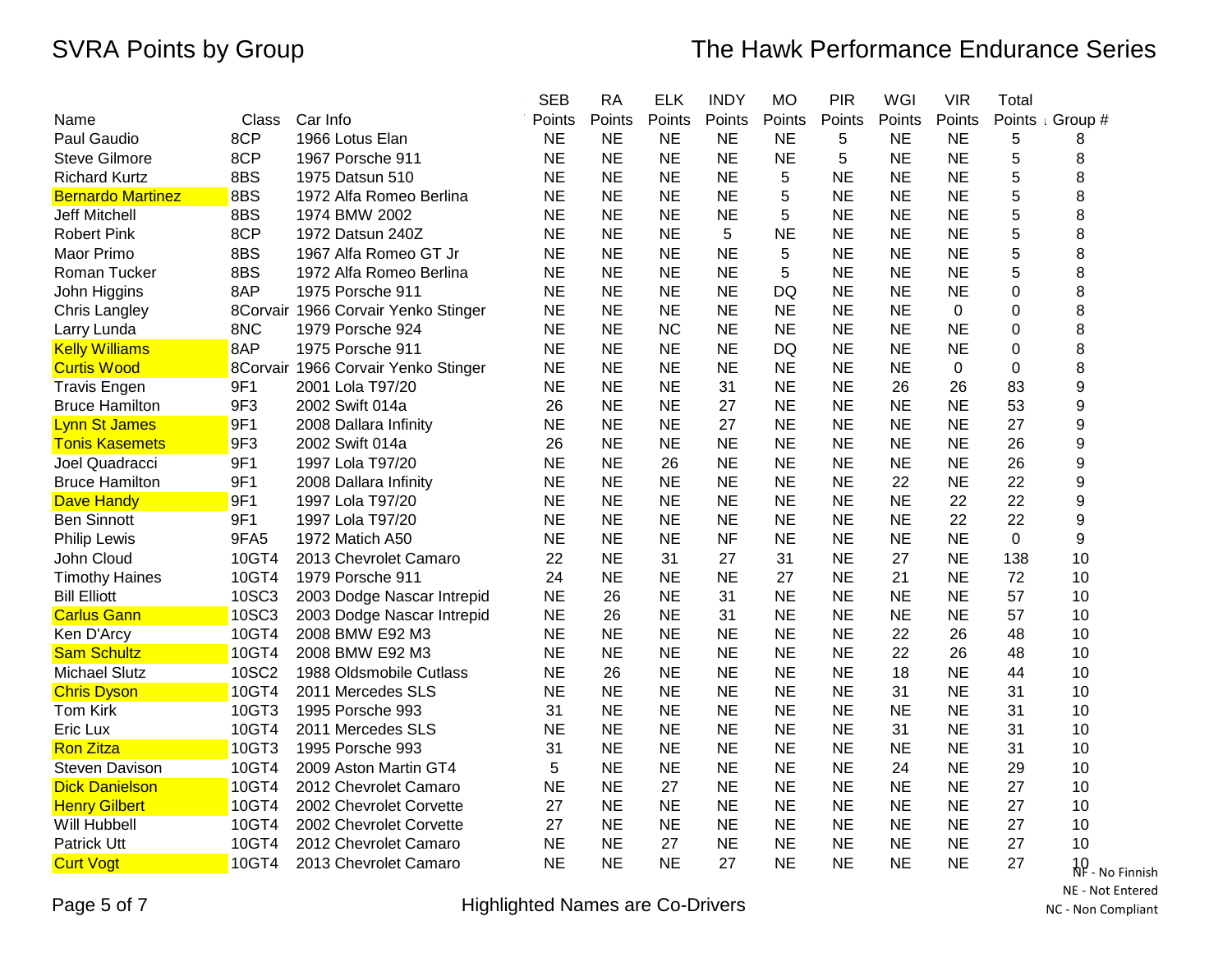# SVRA Points by Group

## The Hawk Performance Endurance Series

| Name | Class | Car Info | SEB Points | RA Points | ELK Points | INDY Points | MO Points | PIR Points | WGI Points | VIR Points | Total Points | Group # |
|---|---|---|---|---|---|---|---|---|---|---|---|---|
| Paul Gaudio | 8CP | 1966 Lotus Elan | NE | NE | NE | NE | NE | 5 | NE | NE | 5 | 8 |
| Steve Gilmore | 8CP | 1967 Porsche 911 | NE | NE | NE | NE | NE | 5 | NE | NE | 5 | 8 |
| Richard Kurtz | 8BS | 1975 Datsun 510 | NE | NE | NE | NE | 5 | NE | NE | NE | 5 | 8 |
| Bernardo Martinez | 8BS | 1972 Alfa Romeo Berlina | NE | NE | NE | NE | 5 | NE | NE | NE | 5 | 8 |
| Jeff Mitchell | 8BS | 1974 BMW 2002 | NE | NE | NE | NE | 5 | NE | NE | NE | 5 | 8 |
| Robert Pink | 8CP | 1972 Datsun 240Z | NE | NE | NE | 5 | NE | NE | NE | NE | 5 | 8 |
| Maor Primo | 8BS | 1967 Alfa Romeo GT Jr | NE | NE | NE | NE | 5 | NE | NE | NE | 5 | 8 |
| Roman Tucker | 8BS | 1972 Alfa Romeo Berlina | NE | NE | NE | NE | 5 | NE | NE | NE | 5 | 8 |
| John Higgins | 8AP | 1975 Porsche 911 | NE | NE | NE | NE | DQ | NE | NE | NE | 0 | 8 |
| Chris Langley | 8Corvair | 1966 Corvair Yenko Stinger | NE | NE | NE | NE | NE | NE | NE | 0 | 0 | 8 |
| Larry Lunda | 8NC | 1979 Porsche 924 | NE | NE | NC | NE | NE | NE | NE | NE | 0 | 8 |
| Kelly Williams | 8AP | 1975 Porsche 911 | NE | NE | NE | NE | DQ | NE | NE | NE | 0 | 8 |
| Curtis Wood | 8Corvair | 1966 Corvair Yenko Stinger | NE | NE | NE | NE | NE | NE | NE | 0 | 0 | 8 |
| Travis Engen | 9F1 | 2001 Lola T97/20 | NE | NE | NE | 31 | NE | NE | 26 | 26 | 83 | 9 |
| Bruce Hamilton | 9F3 | 2002 Swift 014a | 26 | NE | NE | 27 | NE | NE | NE | NE | 53 | 9 |
| Lynn St James | 9F1 | 2008 Dallara Infinity | NE | NE | NE | 27 | NE | NE | NE | NE | 27 | 9 |
| Tonis Kasemets | 9F3 | 2002 Swift 014a | 26 | NE | NE | NE | NE | NE | NE | NE | 26 | 9 |
| Joel Quadracci | 9F1 | 1997 Lola T97/20 | NE | NE | 26 | NE | NE | NE | NE | NE | 26 | 9 |
| Bruce Hamilton | 9F1 | 2008 Dallara Infinity | NE | NE | NE | NE | NE | NE | 22 | NE | 22 | 9 |
| Dave Handy | 9F1 | 1997 Lola T97/20 | NE | NE | NE | NE | NE | NE | NE | 22 | 22 | 9 |
| Ben Sinnott | 9F1 | 1997 Lola T97/20 | NE | NE | NE | NE | NE | NE | NE | 22 | 22 | 9 |
| Philip Lewis | 9FA5 | 1972 Matich A50 | NE | NE | NE | NF | NE | NE | NE | NE | 0 | 9 |
| John Cloud | 10GT4 | 2013 Chevrolet Camaro | 22 | NE | 31 | 27 | 31 | NE | 27 | NE | 138 | 10 |
| Timothy Haines | 10GT4 | 1979 Porsche 911 | 24 | NE | NE | NE | 27 | NE | 21 | NE | 72 | 10 |
| Bill Elliott | 10SC3 | 2003 Dodge Nascar Intrepid | NE | 26 | NE | 31 | NE | NE | NE | NE | 57 | 10 |
| Carlus Gann | 10SC3 | 2003 Dodge Nascar Intrepid | NE | 26 | NE | 31 | NE | NE | NE | NE | 57 | 10 |
| Ken D'Arcy | 10GT4 | 2008 BMW E92 M3 | NE | NE | NE | NE | NE | NE | 22 | 26 | 48 | 10 |
| Sam Schultz | 10GT4 | 2008 BMW E92 M3 | NE | NE | NE | NE | NE | NE | 22 | 26 | 48 | 10 |
| Michael Slutz | 10SC2 | 1988 Oldsmobile Cutlass | NE | 26 | NE | NE | NE | NE | 18 | NE | 44 | 10 |
| Chris Dyson | 10GT4 | 2011 Mercedes SLS | NE | NE | NE | NE | NE | NE | 31 | NE | 31 | 10 |
| Tom Kirk | 10GT3 | 1995 Porsche 993 | 31 | NE | NE | NE | NE | NE | NE | NE | 31 | 10 |
| Eric Lux | 10GT4 | 2011 Mercedes SLS | NE | NE | NE | NE | NE | NE | 31 | NE | 31 | 10 |
| Ron Zitza | 10GT3 | 1995 Porsche 993 | 31 | NE | NE | NE | NE | NE | NE | NE | 31 | 10 |
| Steven Davison | 10GT4 | 2009 Aston Martin GT4 | 5 | NE | NE | NE | NE | NE | 24 | NE | 29 | 10 |
| Dick Danielson | 10GT4 | 2012 Chevrolet Camaro | NE | NE | 27 | NE | NE | NE | NE | NE | 27 | 10 |
| Henry Gilbert | 10GT4 | 2002 Chevrolet Corvette | 27 | NE | NE | NE | NE | NE | NE | NE | 27 | 10 |
| Will Hubbell | 10GT4 | 2002 Chevrolet Corvette | 27 | NE | NE | NE | NE | NE | NE | NE | 27 | 10 |
| Patrick Utt | 10GT4 | 2012 Chevrolet Camaro | NE | NE | 27 | NE | NE | NE | NE | NE | 27 | 10 |
| Curt Vogt | 10GT4 | 2013 Chevrolet Camaro | NE | NE | NE | 27 | NE | NE | NE | NE | 27 | 10 |

NF - No Finnish
NE - Not Entered
NC - Non Compliant

Highlighted Names are Co-Drivers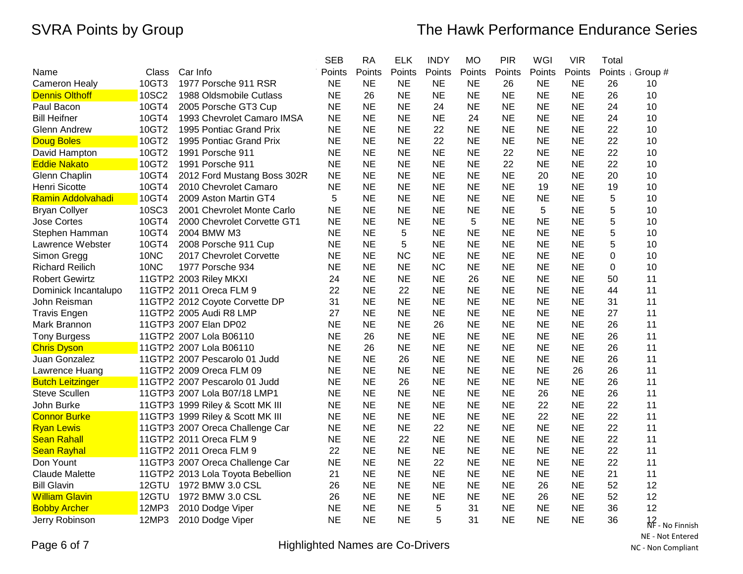# SVRA Points by Group

## The Hawk Performance Endurance Series

| Name | Class | Car Info | SEB Points | RA Points | ELK Points | INDY Points | MO Points | PIR Points | WGI Points | VIR Points | Total Points | Group # |
|---|---|---|---|---|---|---|---|---|---|---|---|---|
| Cameron Healy | 10GT3 | 1977 Porsche 911 RSR | NE | NE | NE | NE | NE | 26 | NE | NE | 26 | 10 |
| Dennis Olthoff | 10SC2 | 1988 Oldsmobile Cutlass | NE | 26 | NE | NE | NE | NE | NE | NE | 26 | 10 |
| Paul Bacon | 10GT4 | 2005 Porsche GT3 Cup | NE | NE | NE | 24 | NE | NE | NE | NE | 24 | 10 |
| Bill Heifner | 10GT4 | 1993 Chevrolet Camaro IMSA | NE | NE | NE | NE | 24 | NE | NE | NE | 24 | 10 |
| Glenn Andrew | 10GT2 | 1995 Pontiac Grand Prix | NE | NE | NE | 22 | NE | NE | NE | NE | 22 | 10 |
| Doug Boles | 10GT2 | 1995 Pontiac Grand Prix | NE | NE | NE | 22 | NE | NE | NE | NE | 22 | 10 |
| David Hampton | 10GT2 | 1991 Porsche 911 | NE | NE | NE | NE | NE | 22 | NE | NE | 22 | 10 |
| Eddie Nakato | 10GT2 | 1991 Porsche 911 | NE | NE | NE | NE | NE | 22 | NE | NE | 22 | 10 |
| Glenn Chaplin | 10GT4 | 2012 Ford Mustang Boss 302R | NE | NE | NE | NE | NE | NE | 20 | NE | 20 | 10 |
| Henri Sicotte | 10GT4 | 2010 Chevrolet Camaro | NE | NE | NE | NE | NE | NE | 19 | NE | 19 | 10 |
| Ramin Addolvahadi | 10GT4 | 2009 Aston Martin GT4 | 5 | NE | NE | NE | NE | NE | NE | NE | 5 | 10 |
| Bryan Collyer | 10SC3 | 2001 Chevrolet Monte Carlo | NE | NE | NE | NE | NE | NE | 5 | NE | 5 | 10 |
| Jose Cortes | 10GT4 | 2000 Chevrolet Corvette GT1 | NE | NE | NE | NE | 5 | NE | NE | NE | 5 | 10 |
| Stephen Hamman | 10GT4 | 2004 BMW M3 | NE | NE | 5 | NE | NE | NE | NE | NE | 5 | 10 |
| Lawrence Webster | 10GT4 | 2008 Porsche 911 Cup | NE | NE | 5 | NE | NE | NE | NE | NE | 5 | 10 |
| Simon Gregg | 10NC | 2017 Chevrolet Corvette | NE | NE | NC | NE | NE | NE | NE | NE | 0 | 10 |
| Richard Reilich | 10NC | 1977 Porsche 934 | NE | NE | NE | NC | NE | NE | NE | NE | 0 | 10 |
| Robert Gewirtz | 11GTP2 | 2003 Riley MKXI | 24 | NE | NE | NE | 26 | NE | NE | NE | 50 | 11 |
| Dominick Incantalupo | 11GTP2 | 2011 Oreca FLM 9 | 22 | NE | 22 | NE | NE | NE | NE | NE | 44 | 11 |
| John Reisman | 11GTP2 | 2012 Coyote Corvette DP | 31 | NE | NE | NE | NE | NE | NE | NE | 31 | 11 |
| Travis Engen | 11GTP2 | 2005 Audi R8 LMP | 27 | NE | NE | NE | NE | NE | NE | NE | 27 | 11 |
| Mark Brannon | 11GTP3 | 2007 Elan DP02 | NE | NE | NE | 26 | NE | NE | NE | NE | 26 | 11 |
| Tony Burgess | 11GTP2 | 2007 Lola B06110 | NE | 26 | NE | NE | NE | NE | NE | NE | 26 | 11 |
| Chris Dyson | 11GTP2 | 2007 Lola B06110 | NE | 26 | NE | NE | NE | NE | NE | NE | 26 | 11 |
| Juan Gonzalez | 11GTP2 | 2007 Pescarolo 01 Judd | NE | NE | 26 | NE | NE | NE | NE | NE | 26 | 11 |
| Lawrence Huang | 11GTP2 | 2009 Oreca FLM 09 | NE | NE | NE | NE | NE | NE | NE | 26 | 26 | 11 |
| Butch Leitzinger | 11GTP2 | 2007 Pescarolo 01 Judd | NE | NE | 26 | NE | NE | NE | NE | NE | 26 | 11 |
| Steve Scullen | 11GTP3 | 2007 Lola B07/18 LMP1 | NE | NE | NE | NE | NE | NE | 26 | NE | 26 | 11 |
| John Burke | 11GTP3 | 1999 Riley & Scott MK III | NE | NE | NE | NE | NE | NE | 22 | NE | 22 | 11 |
| Connor Burke | 11GTP3 | 1999 Riley & Scott MK III | NE | NE | NE | NE | NE | NE | 22 | NE | 22 | 11 |
| Ryan Lewis | 11GTP3 | 2007 Oreca Challenge Car | NE | NE | NE | 22 | NE | NE | NE | NE | 22 | 11 |
| Sean Rahall | 11GTP2 | 2011 Oreca FLM 9 | NE | NE | 22 | NE | NE | NE | NE | NE | 22 | 11 |
| Sean Rayhal | 11GTP2 | 2011 Oreca FLM 9 | 22 | NE | NE | NE | NE | NE | NE | NE | 22 | 11 |
| Don Yount | 11GTP3 | 2007 Oreca Challenge Car | NE | NE | NE | 22 | NE | NE | NE | NE | 22 | 11 |
| Claude Malette | 11GTP2 | 2013 Lola Toyota Bebellion | 21 | NE | NE | NE | NE | NE | NE | NE | 21 | 11 |
| Bill Glavin | 12GTU | 1972 BMW 3.0 CSL | 26 | NE | NE | NE | NE | NE | 26 | NE | 52 | 12 |
| William Glavin | 12GTU | 1972 BMW 3.0 CSL | 26 | NE | NE | NE | NE | NE | 26 | NE | 52 | 12 |
| Bobby Archer | 12MP3 | 2010 Dodge Viper | NE | NE | NE | 5 | 31 | NE | NE | NE | 36 | 12 |
| Jerry Robinson | 12MP3 | 2010 Dodge Viper | NE | NE | NE | 5 | 31 | NE | NE | NE | 36 | 12 |

NF - No Finnish
NE - Not Entered
NC - Non Compliant

Highlighted Names are Co-Drivers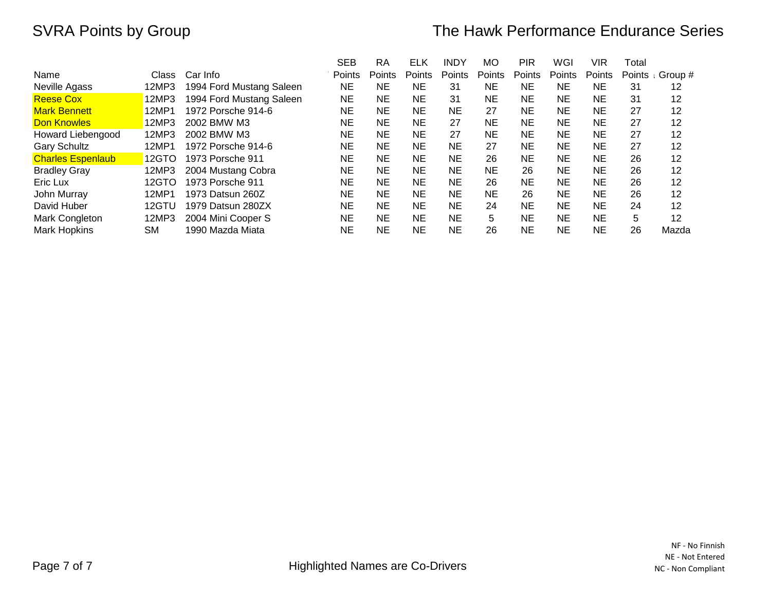# SVRA Points by Group

## The Hawk Performance Endurance Series

| Name | Class | Car Info | SEB Points | RA Points | ELK Points | INDY Points | MO Points | PIR Points | WGI Points | VIR Points | Total Points | Group # |
|---|---|---|---|---|---|---|---|---|---|---|---|---|
| Neville Agass | 12MP3 | 1994 Ford Mustang Saleen | NE | NE | NE | 31 | NE | NE | NE | NE | 31 | 12 |
| Reese Cox | 12MP3 | 1994 Ford Mustang Saleen | NE | NE | NE | 31 | NE | NE | NE | NE | 31 | 12 |
| Mark Bennett | 12MP1 | 1972 Porsche 914-6 | NE | NE | NE | NE | 27 | NE | NE | NE | 27 | 12 |
| Don Knowles | 12MP3 | 2002 BMW M3 | NE | NE | NE | 27 | NE | NE | NE | NE | 27 | 12 |
| Howard Liebengood | 12MP3 | 2002 BMW M3 | NE | NE | NE | 27 | NE | NE | NE | NE | 27 | 12 |
| Gary Schultz | 12MP1 | 1972 Porsche 914-6 | NE | NE | NE | NE | 27 | NE | NE | NE | 27 | 12 |
| Charles Espenlaub | 12GTO | 1973 Porsche 911 | NE | NE | NE | NE | 26 | NE | NE | NE | 26 | 12 |
| Bradley Gray | 12MP3 | 2004 Mustang Cobra | NE | NE | NE | NE | NE | 26 | NE | NE | 26 | 12 |
| Eric Lux | 12GTO | 1973 Porsche 911 | NE | NE | NE | NE | 26 | NE | NE | NE | 26 | 12 |
| John Murray | 12MP1 | 1973 Datsun 260Z | NE | NE | NE | NE | NE | 26 | NE | NE | 26 | 12 |
| David Huber | 12GTU | 1979 Datsun 280ZX | NE | NE | NE | NE | 24 | NE | NE | NE | 24 | 12 |
| Mark Congleton | 12MP3 | 2004 Mini Cooper S | NE | NE | NE | NE | 5 | NE | NE | NE | 5 | 12 |
| Mark Hopkins | SM | 1990 Mazda Miata | NE | NE | NE | NE | 26 | NE | NE | NE | 26 | Mazda |

Highlighted Names are Co-Drivers

NF - No Finnish
NE - Not Entered
NC - Non Compliant